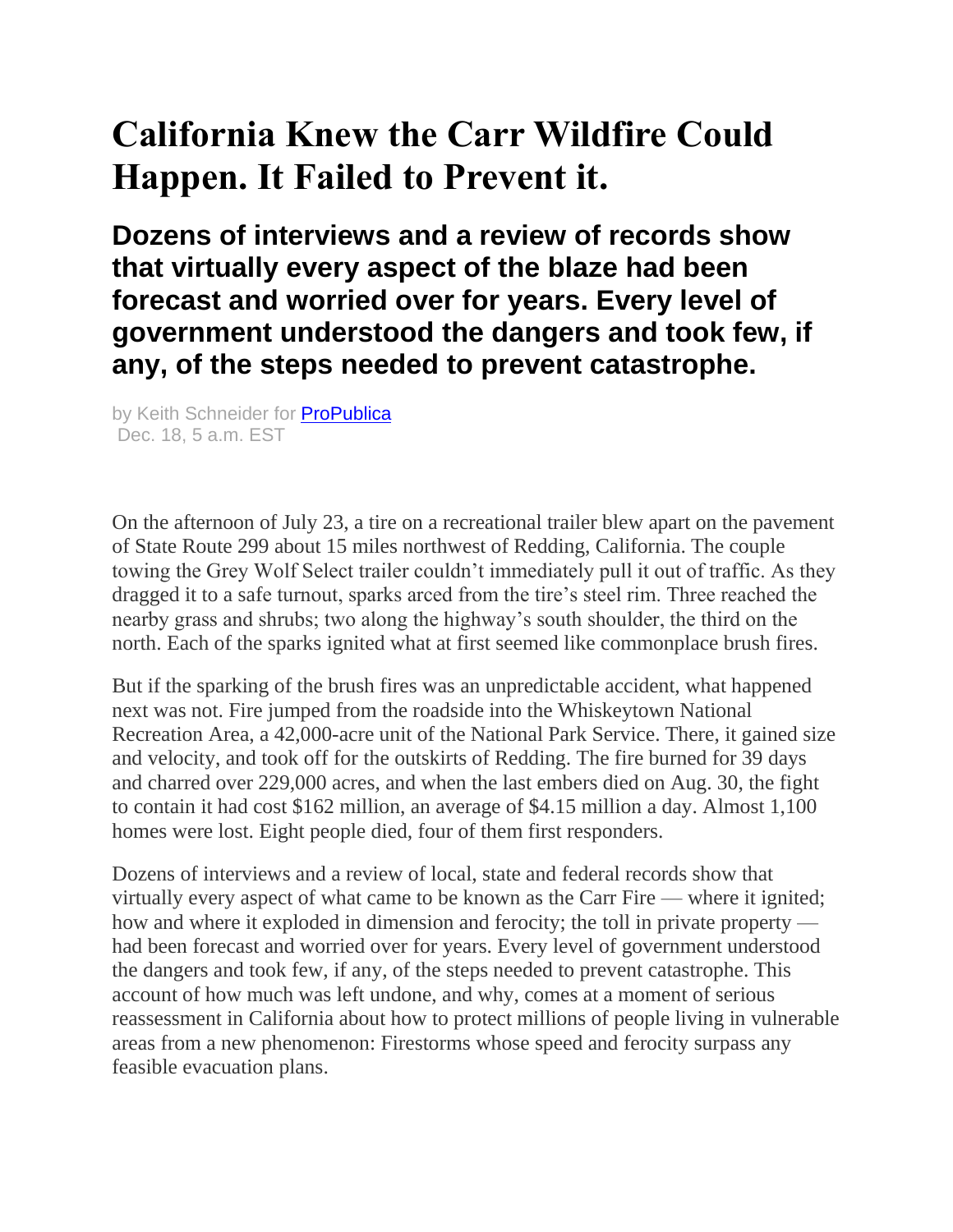# California Knew the Carr Wildfire Could Happen. It Failed to Prevent it.

## Dozens of interviews and a review of records show that virtually every aspect of the blaze had been forecast and worried over for years. Every level of government understood the dangers and took few, if any, of the steps needed to prevent catastrophe.

by Keith Schneider for ProPublica
Dec. 18, 5 a.m. EST

On the afternoon of July 23, a tire on a recreational trailer blew apart on the pavement of State Route 299 about 15 miles northwest of Redding, California. The couple towing the Grey Wolf Select trailer couldn't immediately pull it out of traffic. As they dragged it to a safe turnout, sparks arced from the tire's steel rim. Three reached the nearby grass and shrubs; two along the highway's south shoulder, the third on the north. Each of the sparks ignited what at first seemed like commonplace brush fires.

But if the sparking of the brush fires was an unpredictable accident, what happened next was not. Fire jumped from the roadside into the Whiskeytown National Recreation Area, a 42,000-acre unit of the National Park Service. There, it gained size and velocity, and took off for the outskirts of Redding. The fire burned for 39 days and charred over 229,000 acres, and when the last embers died on Aug. 30, the fight to contain it had cost $162 million, an average of $4.15 million a day. Almost 1,100 homes were lost. Eight people died, four of them first responders.

Dozens of interviews and a review of local, state and federal records show that virtually every aspect of what came to be known as the Carr Fire — where it ignited; how and where it exploded in dimension and ferocity; the toll in private property — had been forecast and worried over for years. Every level of government understood the dangers and took few, if any, of the steps needed to prevent catastrophe. This account of how much was left undone, and why, comes at a moment of serious reassessment in California about how to protect millions of people living in vulnerable areas from a new phenomenon: Firestorms whose speed and ferocity surpass any feasible evacuation plans.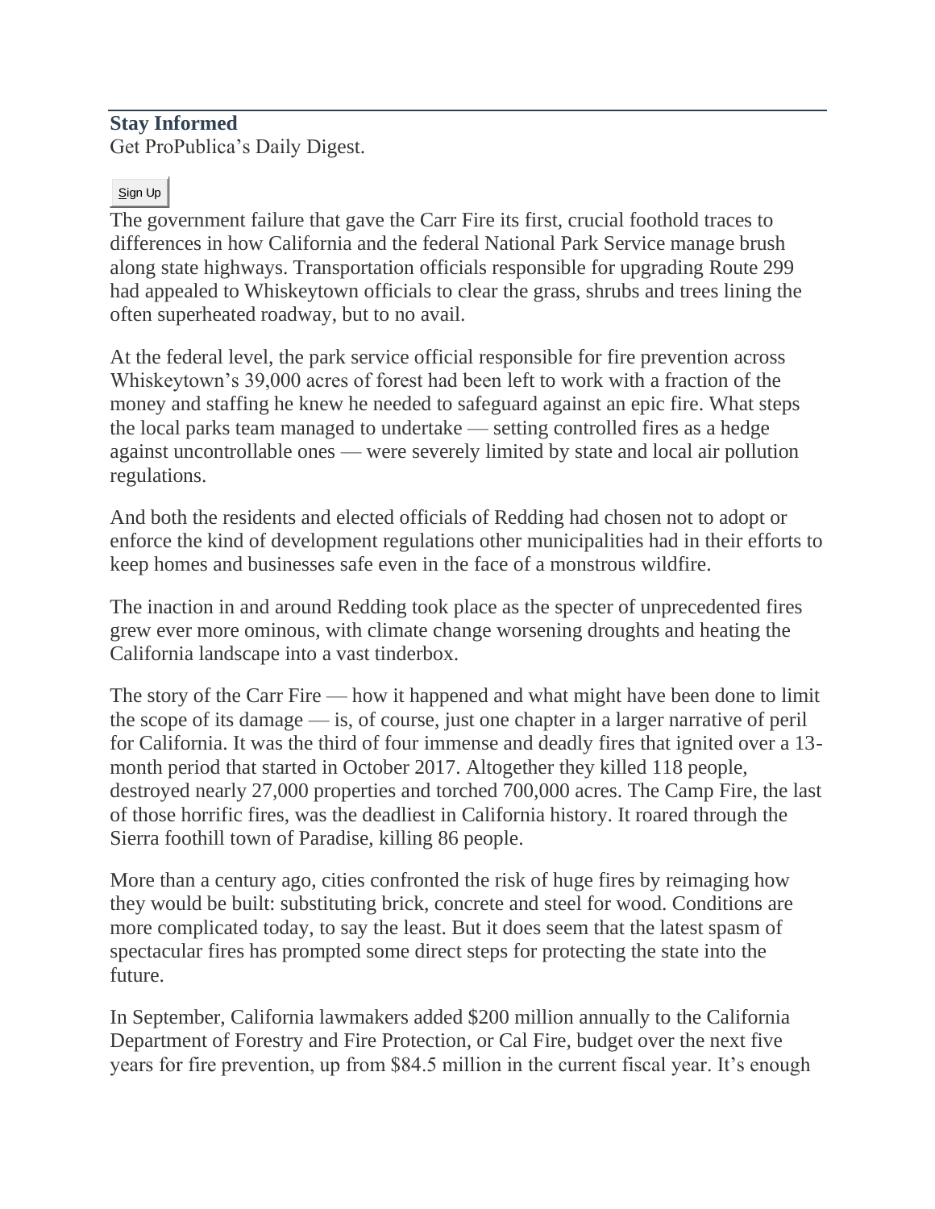**Stay Informed**
Get ProPublica's Daily Digest.

Sign Up

The government failure that gave the Carr Fire its first, crucial foothold traces to differences in how California and the federal National Park Service manage brush along state highways. Transportation officials responsible for upgrading Route 299 had appealed to Whiskeytown officials to clear the grass, shrubs and trees lining the often superheated roadway, but to no avail.

At the federal level, the park service official responsible for fire prevention across Whiskeytown's 39,000 acres of forest had been left to work with a fraction of the money and staffing he knew he needed to safeguard against an epic fire. What steps the local parks team managed to undertake — setting controlled fires as a hedge against uncontrollable ones — were severely limited by state and local air pollution regulations.

And both the residents and elected officials of Redding had chosen not to adopt or enforce the kind of development regulations other municipalities had in their efforts to keep homes and businesses safe even in the face of a monstrous wildfire.

The inaction in and around Redding took place as the specter of unprecedented fires grew ever more ominous, with climate change worsening droughts and heating the California landscape into a vast tinderbox.

The story of the Carr Fire — how it happened and what might have been done to limit the scope of its damage — is, of course, just one chapter in a larger narrative of peril for California. It was the third of four immense and deadly fires that ignited over a 13-month period that started in October 2017. Altogether they killed 118 people, destroyed nearly 27,000 properties and torched 700,000 acres. The Camp Fire, the last of those horrific fires, was the deadliest in California history. It roared through the Sierra foothill town of Paradise, killing 86 people.

More than a century ago, cities confronted the risk of huge fires by reimaging how they would be built: substituting brick, concrete and steel for wood. Conditions are more complicated today, to say the least. But it does seem that the latest spasm of spectacular fires has prompted some direct steps for protecting the state into the future.

In September, California lawmakers added $200 million annually to the California Department of Forestry and Fire Protection, or Cal Fire, budget over the next five years for fire prevention, up from $84.5 million in the current fiscal year. It's enough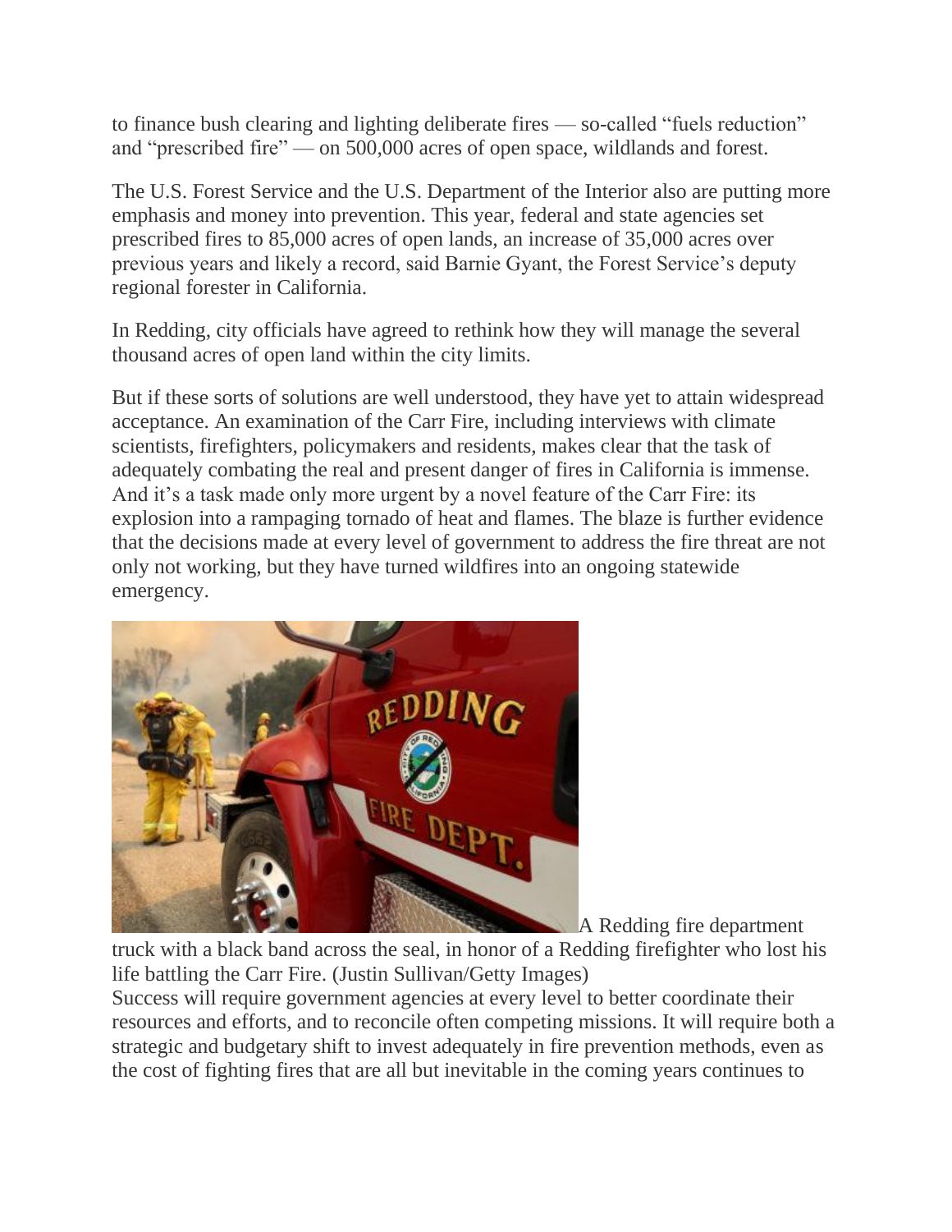to finance bush clearing and lighting deliberate fires — so-called "fuels reduction" and "prescribed fire" — on 500,000 acres of open space, wildlands and forest.

The U.S. Forest Service and the U.S. Department of the Interior also are putting more emphasis and money into prevention. This year, federal and state agencies set prescribed fires to 85,000 acres of open lands, an increase of 35,000 acres over previous years and likely a record, said Barnie Gyant, the Forest Service's deputy regional forester in California.

In Redding, city officials have agreed to rethink how they will manage the several thousand acres of open land within the city limits.

But if these sorts of solutions are well understood, they have yet to attain widespread acceptance. An examination of the Carr Fire, including interviews with climate scientists, firefighters, policymakers and residents, makes clear that the task of adequately combating the real and present danger of fires in California is immense. And it's a task made only more urgent by a novel feature of the Carr Fire: its explosion into a rampaging tornado of heat and flames. The blaze is further evidence that the decisions made at every level of government to address the fire threat are not only not working, but they have turned wildfires into an ongoing statewide emergency.

A Redding fire department truck with a black band across the seal, in honor of a Redding firefighter who lost his life battling the Carr Fire. (Justin Sullivan/Getty Images)

Success will require government agencies at every level to better coordinate their resources and efforts, and to reconcile often competing missions. It will require both a strategic and budgetary shift to invest adequately in fire prevention methods, even as the cost of fighting fires that are all but inevitable in the coming years continues to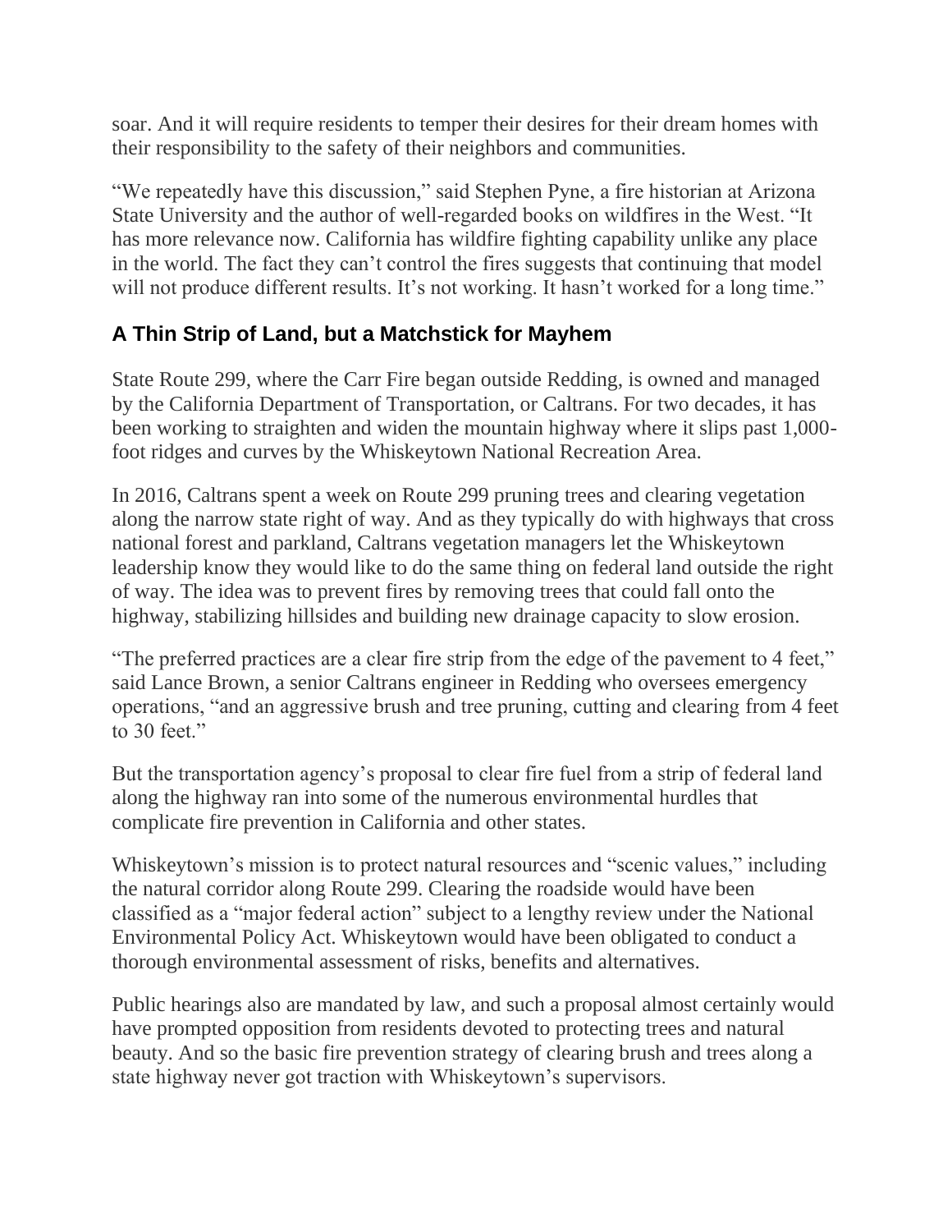soar. And it will require residents to temper their desires for their dream homes with their responsibility to the safety of their neighbors and communities.

"We repeatedly have this discussion," said Stephen Pyne, a fire historian at Arizona State University and the author of well-regarded books on wildfires in the West. "It has more relevance now. California has wildfire fighting capability unlike any place in the world. The fact they can't control the fires suggests that continuing that model will not produce different results. It's not working. It hasn't worked for a long time."

### A Thin Strip of Land, but a Matchstick for Mayhem

State Route 299, where the Carr Fire began outside Redding, is owned and managed by the California Department of Transportation, or Caltrans. For two decades, it has been working to straighten and widen the mountain highway where it slips past 1,000-foot ridges and curves by the Whiskeytown National Recreation Area.

In 2016, Caltrans spent a week on Route 299 pruning trees and clearing vegetation along the narrow state right of way. And as they typically do with highways that cross national forest and parkland, Caltrans vegetation managers let the Whiskeytown leadership know they would like to do the same thing on federal land outside the right of way. The idea was to prevent fires by removing trees that could fall onto the highway, stabilizing hillsides and building new drainage capacity to slow erosion.

"The preferred practices are a clear fire strip from the edge of the pavement to 4 feet," said Lance Brown, a senior Caltrans engineer in Redding who oversees emergency operations, "and an aggressive brush and tree pruning, cutting and clearing from 4 feet to 30 feet."

But the transportation agency's proposal to clear fire fuel from a strip of federal land along the highway ran into some of the numerous environmental hurdles that complicate fire prevention in California and other states.

Whiskeytown's mission is to protect natural resources and "scenic values," including the natural corridor along Route 299. Clearing the roadside would have been classified as a "major federal action" subject to a lengthy review under the National Environmental Policy Act. Whiskeytown would have been obligated to conduct a thorough environmental assessment of risks, benefits and alternatives.

Public hearings also are mandated by law, and such a proposal almost certainly would have prompted opposition from residents devoted to protecting trees and natural beauty. And so the basic fire prevention strategy of clearing brush and trees along a state highway never got traction with Whiskeytown's supervisors.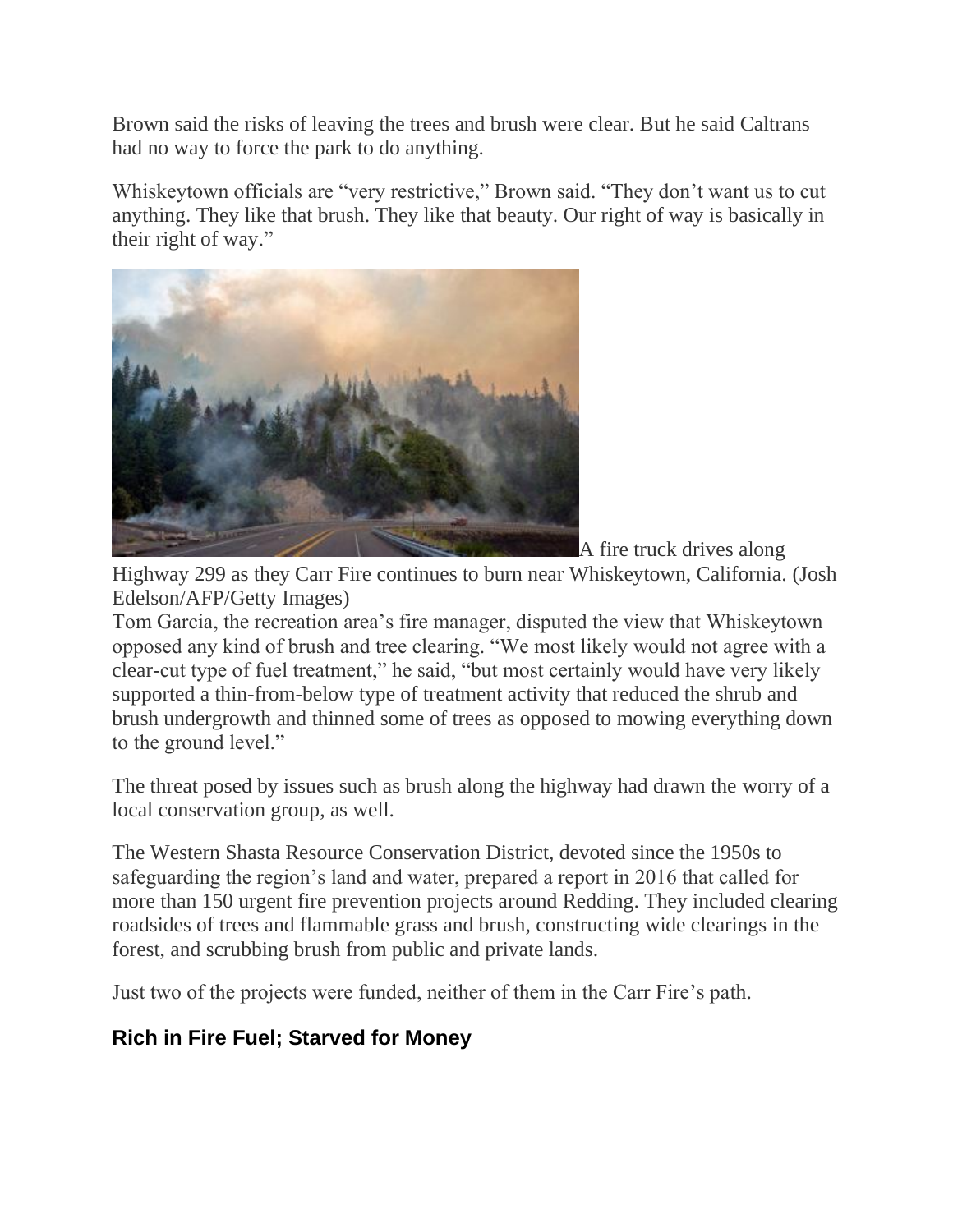Brown said the risks of leaving the trees and brush were clear. But he said Caltrans had no way to force the park to do anything.

Whiskeytown officials are "very restrictive," Brown said. "They don't want us to cut anything. They like that brush. They like that beauty. Our right of way is basically in their right of way."

A fire truck drives along Highway 299 as they Carr Fire continues to burn near Whiskeytown, California. (Josh Edelson/AFP/Getty Images)

Tom Garcia, the recreation area's fire manager, disputed the view that Whiskeytown opposed any kind of brush and tree clearing. "We most likely would not agree with a clear-cut type of fuel treatment," he said, "but most certainly would have very likely supported a thin-from-below type of treatment activity that reduced the shrub and brush undergrowth and thinned some of trees as opposed to mowing everything down to the ground level."

The threat posed by issues such as brush along the highway had drawn the worry of a local conservation group, as well.

The Western Shasta Resource Conservation District, devoted since the 1950s to safeguarding the region's land and water, prepared a report in 2016 that called for more than 150 urgent fire prevention projects around Redding. They included clearing roadsides of trees and flammable grass and brush, constructing wide clearings in the forest, and scrubbing brush from public and private lands.

Just two of the projects were funded, neither of them in the Carr Fire's path.

## Rich in Fire Fuel; Starved for Money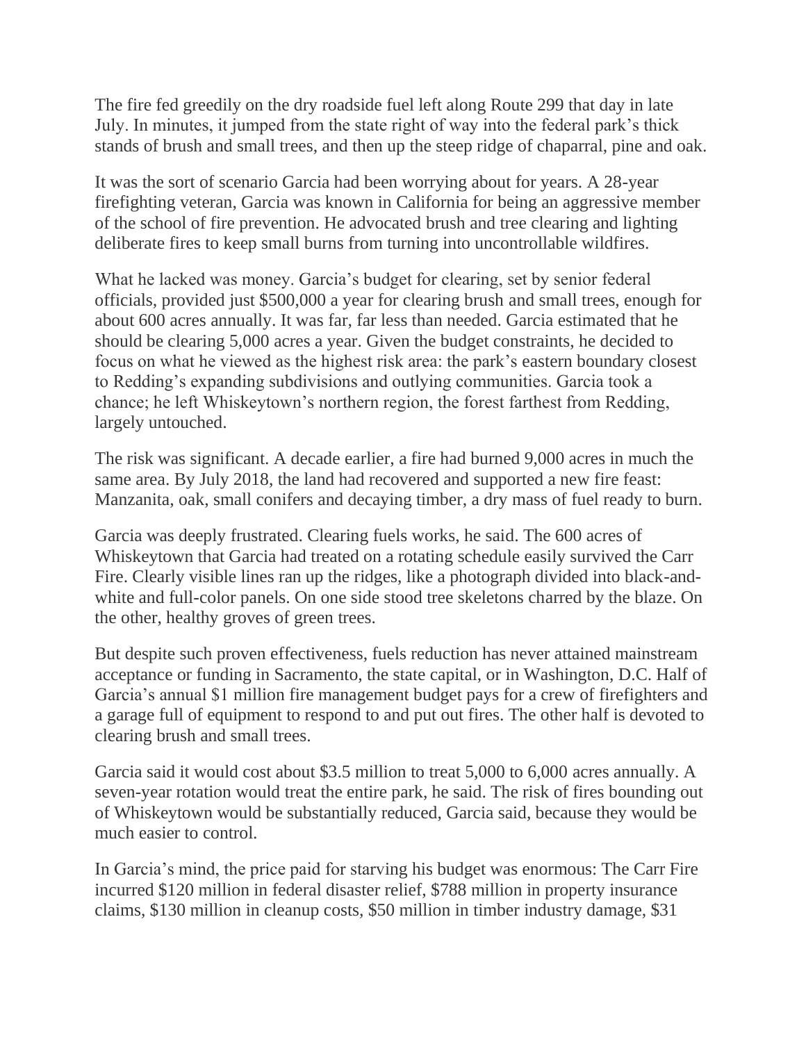The fire fed greedily on the dry roadside fuel left along Route 299 that day in late July. In minutes, it jumped from the state right of way into the federal park's thick stands of brush and small trees, and then up the steep ridge of chaparral, pine and oak.

It was the sort of scenario Garcia had been worrying about for years. A 28-year firefighting veteran, Garcia was known in California for being an aggressive member of the school of fire prevention. He advocated brush and tree clearing and lighting deliberate fires to keep small burns from turning into uncontrollable wildfires.

What he lacked was money. Garcia's budget for clearing, set by senior federal officials, provided just $500,000 a year for clearing brush and small trees, enough for about 600 acres annually. It was far, far less than needed. Garcia estimated that he should be clearing 5,000 acres a year. Given the budget constraints, he decided to focus on what he viewed as the highest risk area: the park's eastern boundary closest to Redding's expanding subdivisions and outlying communities. Garcia took a chance; he left Whiskeytown's northern region, the forest farthest from Redding, largely untouched.

The risk was significant. A decade earlier, a fire had burned 9,000 acres in much the same area. By July 2018, the land had recovered and supported a new fire feast: Manzanita, oak, small conifers and decaying timber, a dry mass of fuel ready to burn.

Garcia was deeply frustrated. Clearing fuels works, he said. The 600 acres of Whiskeytown that Garcia had treated on a rotating schedule easily survived the Carr Fire. Clearly visible lines ran up the ridges, like a photograph divided into black-and-white and full-color panels. On one side stood tree skeletons charred by the blaze. On the other, healthy groves of green trees.

But despite such proven effectiveness, fuels reduction has never attained mainstream acceptance or funding in Sacramento, the state capital, or in Washington, D.C. Half of Garcia's annual $1 million fire management budget pays for a crew of firefighters and a garage full of equipment to respond to and put out fires. The other half is devoted to clearing brush and small trees.

Garcia said it would cost about $3.5 million to treat 5,000 to 6,000 acres annually. A seven-year rotation would treat the entire park, he said. The risk of fires bounding out of Whiskeytown would be substantially reduced, Garcia said, because they would be much easier to control.

In Garcia's mind, the price paid for starving his budget was enormous: The Carr Fire incurred $120 million in federal disaster relief, $788 million in property insurance claims, $130 million in cleanup costs, $50 million in timber industry damage, $31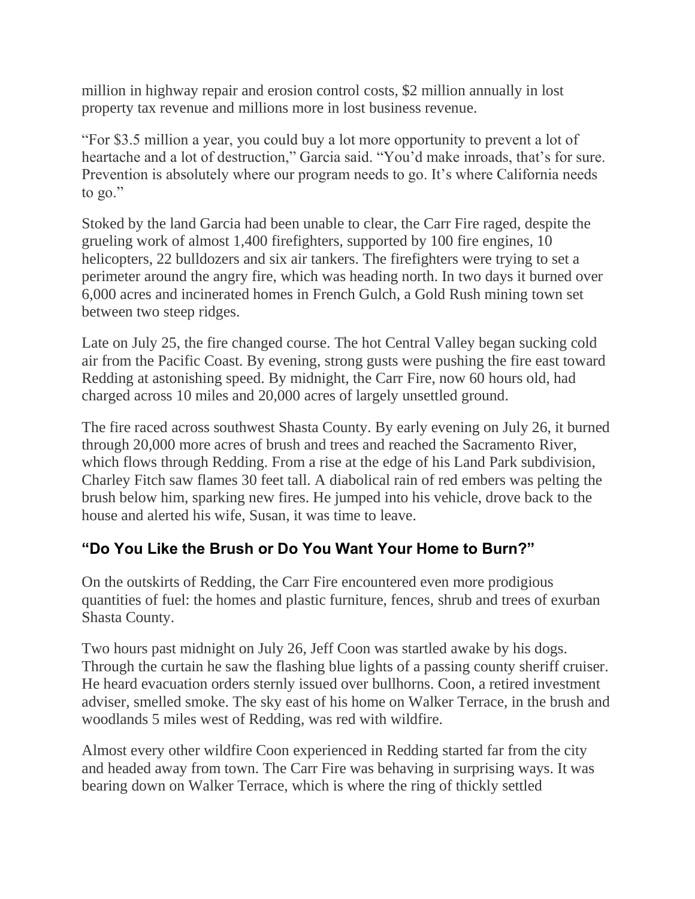million in highway repair and erosion control costs, $2 million annually in lost property tax revenue and millions more in lost business revenue.

"For $3.5 million a year, you could buy a lot more opportunity to prevent a lot of heartache and a lot of destruction," Garcia said. "You'd make inroads, that's for sure. Prevention is absolutely where our program needs to go. It's where California needs to go."

Stoked by the land Garcia had been unable to clear, the Carr Fire raged, despite the grueling work of almost 1,400 firefighters, supported by 100 fire engines, 10 helicopters, 22 bulldozers and six air tankers. The firefighters were trying to set a perimeter around the angry fire, which was heading north. In two days it burned over 6,000 acres and incinerated homes in French Gulch, a Gold Rush mining town set between two steep ridges.

Late on July 25, the fire changed course. The hot Central Valley began sucking cold air from the Pacific Coast. By evening, strong gusts were pushing the fire east toward Redding at astonishing speed. By midnight, the Carr Fire, now 60 hours old, had charged across 10 miles and 20,000 acres of largely unsettled ground.

The fire raced across southwest Shasta County. By early evening on July 26, it burned through 20,000 more acres of brush and trees and reached the Sacramento River, which flows through Redding. From a rise at the edge of his Land Park subdivision, Charley Fitch saw flames 30 feet tall. A diabolical rain of red embers was pelting the brush below him, sparking new fires. He jumped into his vehicle, drove back to the house and alerted his wife, Susan, it was time to leave.

## "Do You Like the Brush or Do You Want Your Home to Burn?"

On the outskirts of Redding, the Carr Fire encountered even more prodigious quantities of fuel: the homes and plastic furniture, fences, shrub and trees of exurban Shasta County.

Two hours past midnight on July 26, Jeff Coon was startled awake by his dogs. Through the curtain he saw the flashing blue lights of a passing county sheriff cruiser. He heard evacuation orders sternly issued over bullhorns. Coon, a retired investment adviser, smelled smoke. The sky east of his home on Walker Terrace, in the brush and woodlands 5 miles west of Redding, was red with wildfire.

Almost every other wildfire Coon experienced in Redding started far from the city and headed away from town. The Carr Fire was behaving in surprising ways. It was bearing down on Walker Terrace, which is where the ring of thickly settled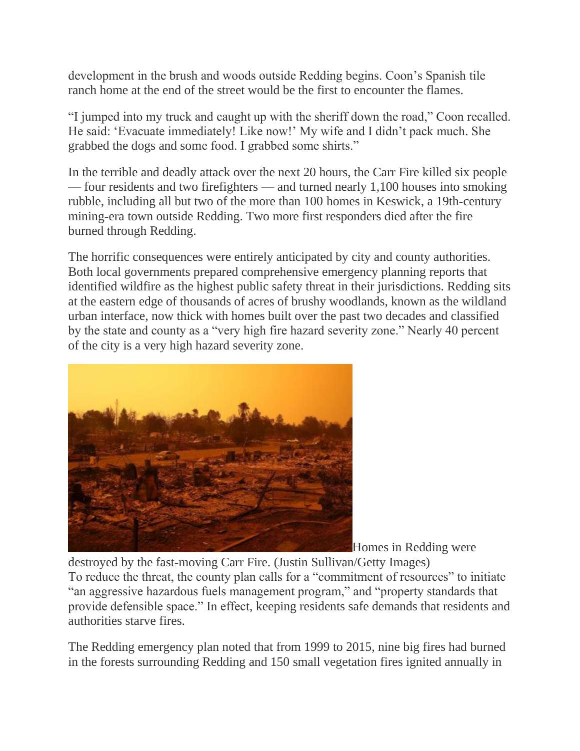development in the brush and woods outside Redding begins. Coon's Spanish tile ranch home at the end of the street would be the first to encounter the flames.

"I jumped into my truck and caught up with the sheriff down the road," Coon recalled. He said: 'Evacuate immediately! Like now!' My wife and I didn't pack much. She grabbed the dogs and some food. I grabbed some shirts."

In the terrible and deadly attack over the next 20 hours, the Carr Fire killed six people — four residents and two firefighters — and turned nearly 1,100 houses into smoking rubble, including all but two of the more than 100 homes in Keswick, a 19th-century mining-era town outside Redding. Two more first responders died after the fire burned through Redding.

The horrific consequences were entirely anticipated by city and county authorities. Both local governments prepared comprehensive emergency planning reports that identified wildfire as the highest public safety threat in their jurisdictions. Redding sits at the eastern edge of thousands of acres of brushy woodlands, known as the wildland urban interface, now thick with homes built over the past two decades and classified by the state and county as a "very high fire hazard severity zone." Nearly 40 percent of the city is a very high hazard severity zone.

Homes in Redding were destroyed by the fast-moving Carr Fire. (Justin Sullivan/Getty Images)

To reduce the threat, the county plan calls for a "commitment of resources" to initiate "an aggressive hazardous fuels management program," and "property standards that provide defensible space." In effect, keeping residents safe demands that residents and authorities starve fires.

The Redding emergency plan noted that from 1999 to 2015, nine big fires had burned in the forests surrounding Redding and 150 small vegetation fires ignited annually in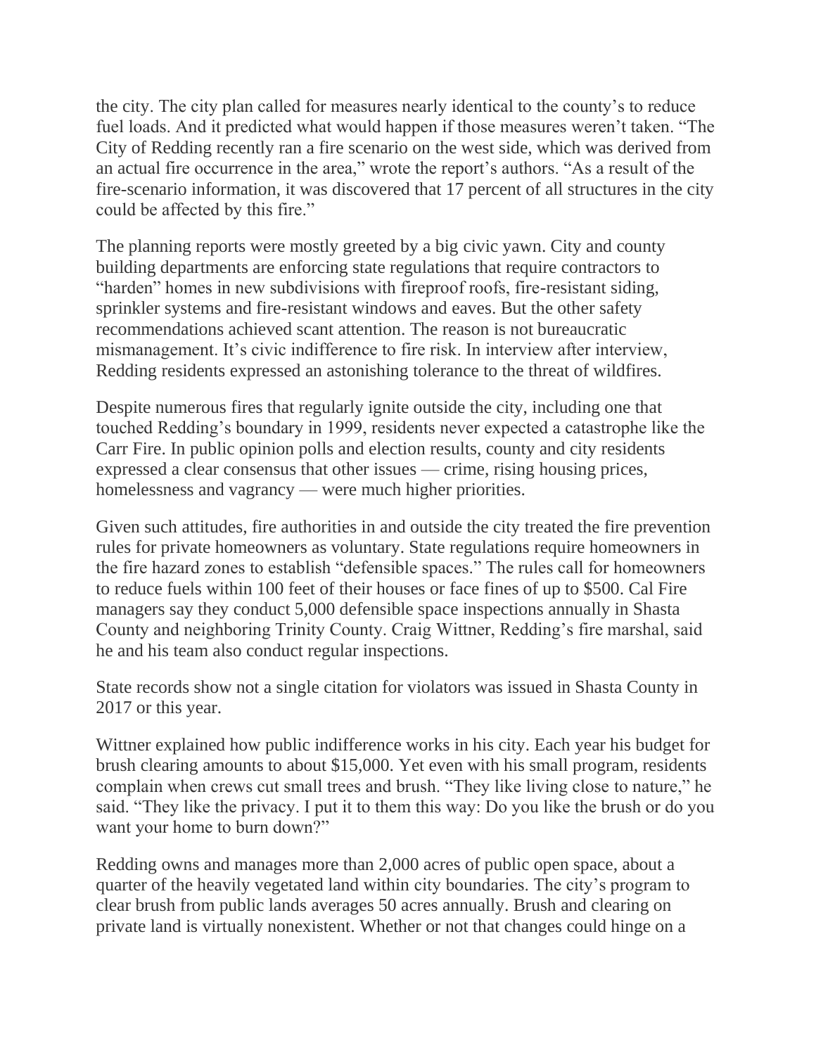the city. The city plan called for measures nearly identical to the county's to reduce fuel loads. And it predicted what would happen if those measures weren't taken. "The City of Redding recently ran a fire scenario on the west side, which was derived from an actual fire occurrence in the area," wrote the report's authors. "As a result of the fire-scenario information, it was discovered that 17 percent of all structures in the city could be affected by this fire."

The planning reports were mostly greeted by a big civic yawn. City and county building departments are enforcing state regulations that require contractors to "harden" homes in new subdivisions with fireproof roofs, fire-resistant siding, sprinkler systems and fire-resistant windows and eaves. But the other safety recommendations achieved scant attention. The reason is not bureaucratic mismanagement. It's civic indifference to fire risk. In interview after interview, Redding residents expressed an astonishing tolerance to the threat of wildfires.

Despite numerous fires that regularly ignite outside the city, including one that touched Redding's boundary in 1999, residents never expected a catastrophe like the Carr Fire. In public opinion polls and election results, county and city residents expressed a clear consensus that other issues — crime, rising housing prices, homelessness and vagrancy — were much higher priorities.

Given such attitudes, fire authorities in and outside the city treated the fire prevention rules for private homeowners as voluntary. State regulations require homeowners in the fire hazard zones to establish "defensible spaces." The rules call for homeowners to reduce fuels within 100 feet of their houses or face fines of up to $500. Cal Fire managers say they conduct 5,000 defensible space inspections annually in Shasta County and neighboring Trinity County. Craig Wittner, Redding's fire marshal, said he and his team also conduct regular inspections.

State records show not a single citation for violators was issued in Shasta County in 2017 or this year.

Wittner explained how public indifference works in his city. Each year his budget for brush clearing amounts to about $15,000. Yet even with his small program, residents complain when crews cut small trees and brush. "They like living close to nature," he said. "They like the privacy. I put it to them this way: Do you like the brush or do you want your home to burn down?"

Redding owns and manages more than 2,000 acres of public open space, about a quarter of the heavily vegetated land within city boundaries. The city's program to clear brush from public lands averages 50 acres annually. Brush and clearing on private land is virtually nonexistent. Whether or not that changes could hinge on a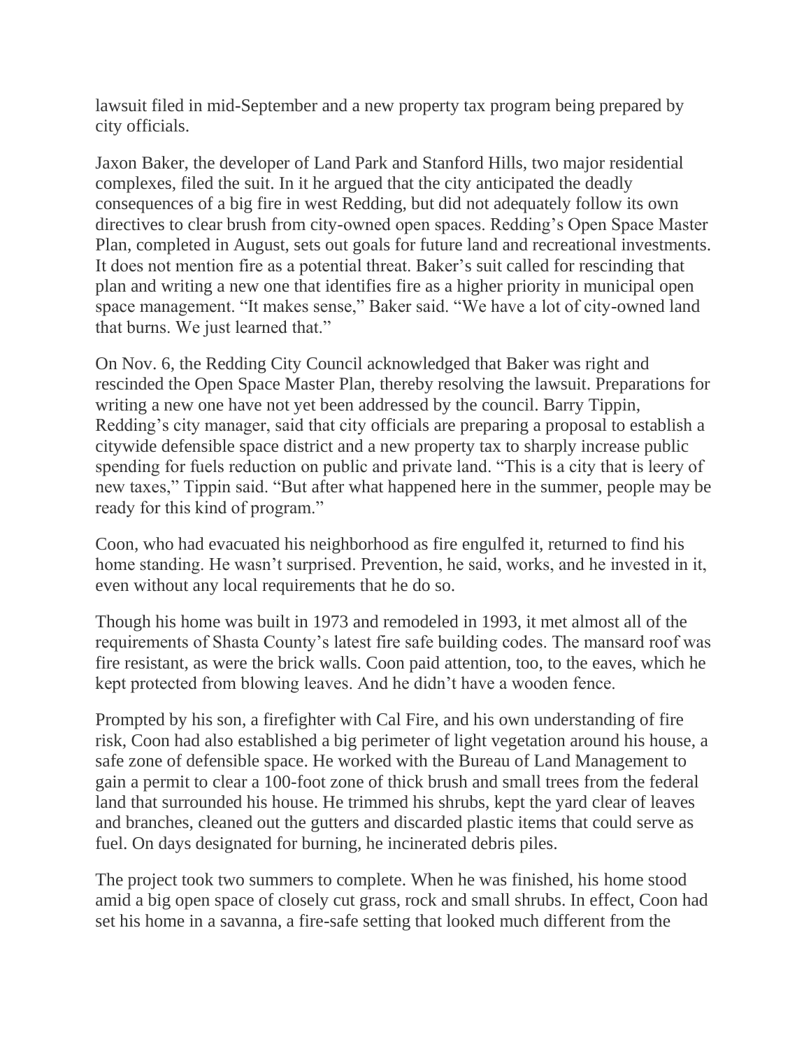lawsuit filed in mid-September and a new property tax program being prepared by city officials.

Jaxon Baker, the developer of Land Park and Stanford Hills, two major residential complexes, filed the suit. In it he argued that the city anticipated the deadly consequences of a big fire in west Redding, but did not adequately follow its own directives to clear brush from city-owned open spaces. Redding's Open Space Master Plan, completed in August, sets out goals for future land and recreational investments. It does not mention fire as a potential threat. Baker's suit called for rescinding that plan and writing a new one that identifies fire as a higher priority in municipal open space management. "It makes sense," Baker said. "We have a lot of city-owned land that burns. We just learned that."

On Nov. 6, the Redding City Council acknowledged that Baker was right and rescinded the Open Space Master Plan, thereby resolving the lawsuit. Preparations for writing a new one have not yet been addressed by the council. Barry Tippin, Redding's city manager, said that city officials are preparing a proposal to establish a citywide defensible space district and a new property tax to sharply increase public spending for fuels reduction on public and private land. "This is a city that is leery of new taxes," Tippin said. "But after what happened here in the summer, people may be ready for this kind of program."

Coon, who had evacuated his neighborhood as fire engulfed it, returned to find his home standing. He wasn't surprised. Prevention, he said, works, and he invested in it, even without any local requirements that he do so.

Though his home was built in 1973 and remodeled in 1993, it met almost all of the requirements of Shasta County's latest fire safe building codes. The mansard roof was fire resistant, as were the brick walls. Coon paid attention, too, to the eaves, which he kept protected from blowing leaves. And he didn't have a wooden fence.

Prompted by his son, a firefighter with Cal Fire, and his own understanding of fire risk, Coon had also established a big perimeter of light vegetation around his house, a safe zone of defensible space. He worked with the Bureau of Land Management to gain a permit to clear a 100-foot zone of thick brush and small trees from the federal land that surrounded his house. He trimmed his shrubs, kept the yard clear of leaves and branches, cleaned out the gutters and discarded plastic items that could serve as fuel. On days designated for burning, he incinerated debris piles.

The project took two summers to complete. When he was finished, his home stood amid a big open space of closely cut grass, rock and small shrubs. In effect, Coon had set his home in a savanna, a fire-safe setting that looked much different from the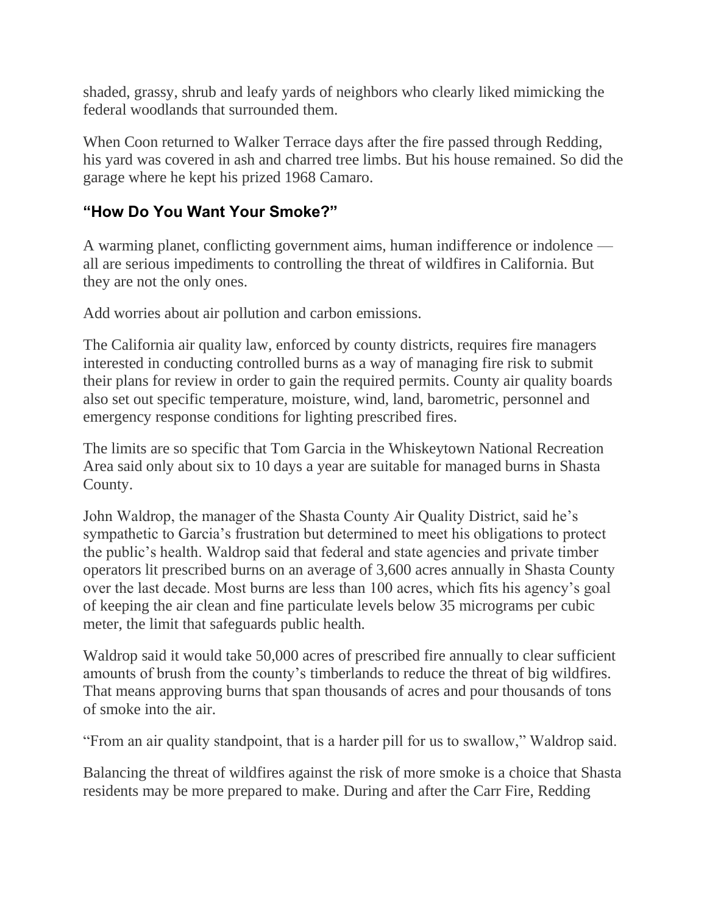shaded, grassy, shrub and leafy yards of neighbors who clearly liked mimicking the federal woodlands that surrounded them.

When Coon returned to Walker Terrace days after the fire passed through Redding, his yard was covered in ash and charred tree limbs. But his house remained. So did the garage where he kept his prized 1968 Camaro.

### "How Do You Want Your Smoke?"

A warming planet, conflicting government aims, human indifference or indolence — all are serious impediments to controlling the threat of wildfires in California. But they are not the only ones.

Add worries about air pollution and carbon emissions.

The California air quality law, enforced by county districts, requires fire managers interested in conducting controlled burns as a way of managing fire risk to submit their plans for review in order to gain the required permits. County air quality boards also set out specific temperature, moisture, wind, land, barometric, personnel and emergency response conditions for lighting prescribed fires.

The limits are so specific that Tom Garcia in the Whiskeytown National Recreation Area said only about six to 10 days a year are suitable for managed burns in Shasta County.

John Waldrop, the manager of the Shasta County Air Quality District, said he's sympathetic to Garcia's frustration but determined to meet his obligations to protect the public's health. Waldrop said that federal and state agencies and private timber operators lit prescribed burns on an average of 3,600 acres annually in Shasta County over the last decade. Most burns are less than 100 acres, which fits his agency's goal of keeping the air clean and fine particulate levels below 35 micrograms per cubic meter, the limit that safeguards public health.

Waldrop said it would take 50,000 acres of prescribed fire annually to clear sufficient amounts of brush from the county's timberlands to reduce the threat of big wildfires. That means approving burns that span thousands of acres and pour thousands of tons of smoke into the air.

"From an air quality standpoint, that is a harder pill for us to swallow," Waldrop said.

Balancing the threat of wildfires against the risk of more smoke is a choice that Shasta residents may be more prepared to make. During and after the Carr Fire, Redding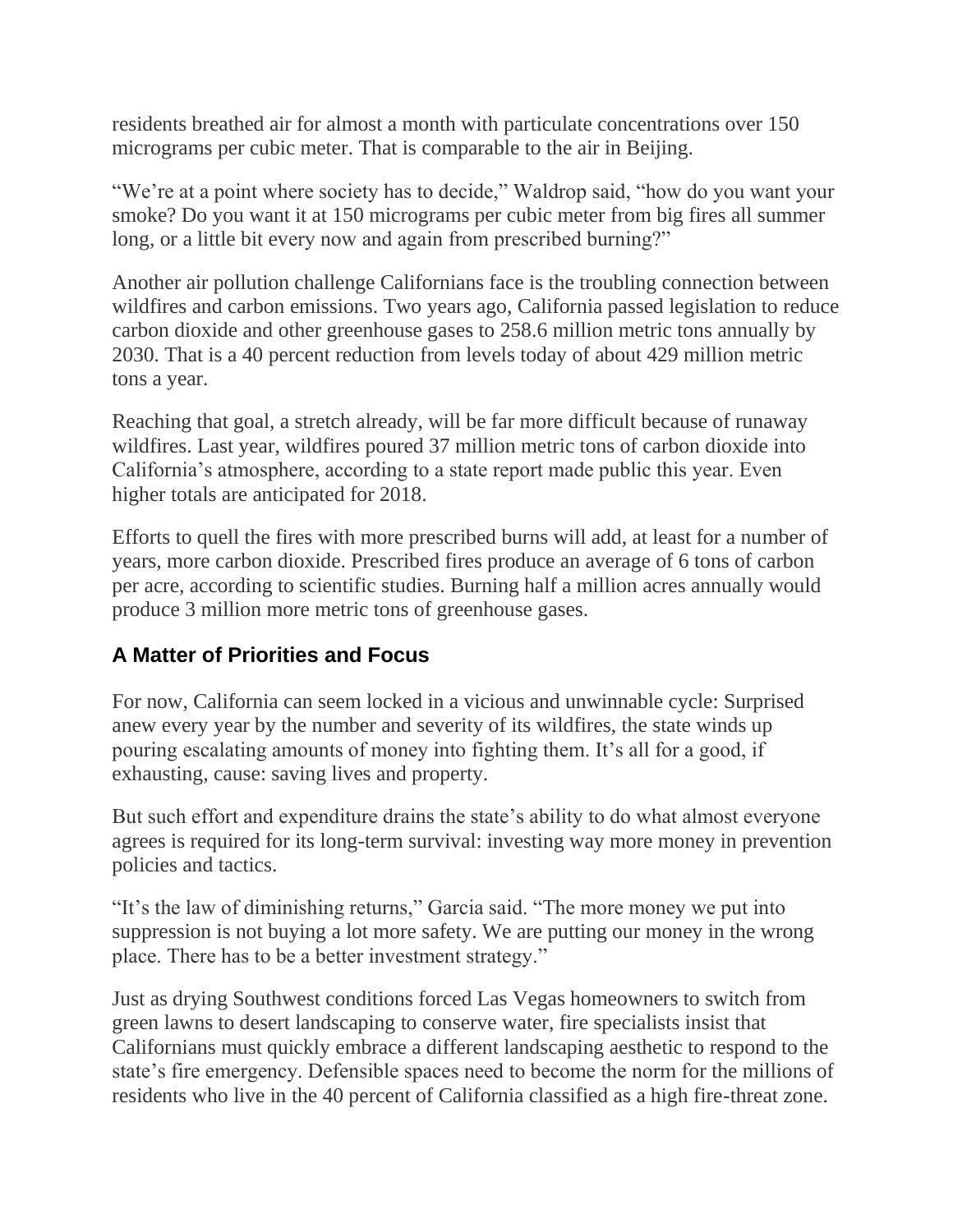residents breathed air for almost a month with particulate concentrations over 150 micrograms per cubic meter. That is comparable to the air in Beijing.

"We're at a point where society has to decide," Waldrop said, "how do you want your smoke? Do you want it at 150 micrograms per cubic meter from big fires all summer long, or a little bit every now and again from prescribed burning?"

Another air pollution challenge Californians face is the troubling connection between wildfires and carbon emissions. Two years ago, California passed legislation to reduce carbon dioxide and other greenhouse gases to 258.6 million metric tons annually by 2030. That is a 40 percent reduction from levels today of about 429 million metric tons a year.

Reaching that goal, a stretch already, will be far more difficult because of runaway wildfires. Last year, wildfires poured 37 million metric tons of carbon dioxide into California's atmosphere, according to a state report made public this year. Even higher totals are anticipated for 2018.

Efforts to quell the fires with more prescribed burns will add, at least for a number of years, more carbon dioxide. Prescribed fires produce an average of 6 tons of carbon per acre, according to scientific studies. Burning half a million acres annually would produce 3 million more metric tons of greenhouse gases.

### A Matter of Priorities and Focus

For now, California can seem locked in a vicious and unwinnable cycle: Surprised anew every year by the number and severity of its wildfires, the state winds up pouring escalating amounts of money into fighting them. It's all for a good, if exhausting, cause: saving lives and property.

But such effort and expenditure drains the state's ability to do what almost everyone agrees is required for its long-term survival: investing way more money in prevention policies and tactics.

"It's the law of diminishing returns," Garcia said. "The more money we put into suppression is not buying a lot more safety. We are putting our money in the wrong place. There has to be a better investment strategy."

Just as drying Southwest conditions forced Las Vegas homeowners to switch from green lawns to desert landscaping to conserve water, fire specialists insist that Californians must quickly embrace a different landscaping aesthetic to respond to the state's fire emergency. Defensible spaces need to become the norm for the millions of residents who live in the 40 percent of California classified as a high fire-threat zone.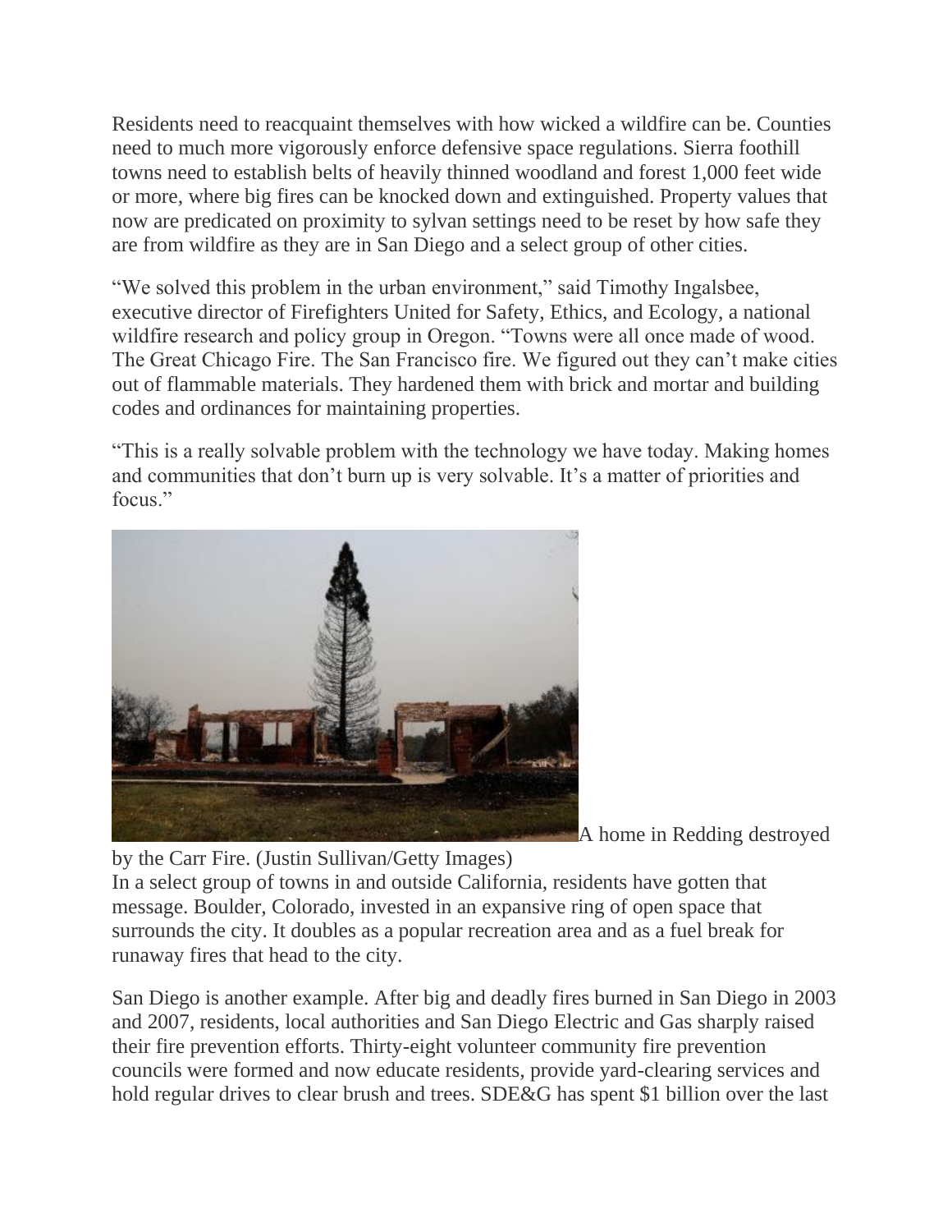Residents need to reacquaint themselves with how wicked a wildfire can be. Counties need to much more vigorously enforce defensive space regulations. Sierra foothill towns need to establish belts of heavily thinned woodland and forest 1,000 feet wide or more, where big fires can be knocked down and extinguished. Property values that now are predicated on proximity to sylvan settings need to be reset by how safe they are from wildfire as they are in San Diego and a select group of other cities.

"We solved this problem in the urban environment," said Timothy Ingalsbee, executive director of Firefighters United for Safety, Ethics, and Ecology, a national wildfire research and policy group in Oregon. "Towns were all once made of wood. The Great Chicago Fire. The San Francisco fire. We figured out they can't make cities out of flammable materials. They hardened them with brick and mortar and building codes and ordinances for maintaining properties.

"This is a really solvable problem with the technology we have today. Making homes and communities that don't burn up is very solvable. It's a matter of priorities and focus."

A home in Redding destroyed by the Carr Fire. (Justin Sullivan/Getty Images)

In a select group of towns in and outside California, residents have gotten that message. Boulder, Colorado, invested in an expansive ring of open space that surrounds the city. It doubles as a popular recreation area and as a fuel break for runaway fires that head to the city.

San Diego is another example. After big and deadly fires burned in San Diego in 2003 and 2007, residents, local authorities and San Diego Electric and Gas sharply raised their fire prevention efforts. Thirty-eight volunteer community fire prevention councils were formed and now educate residents, provide yard-clearing services and hold regular drives to clear brush and trees. SDE&G has spent $1 billion over the last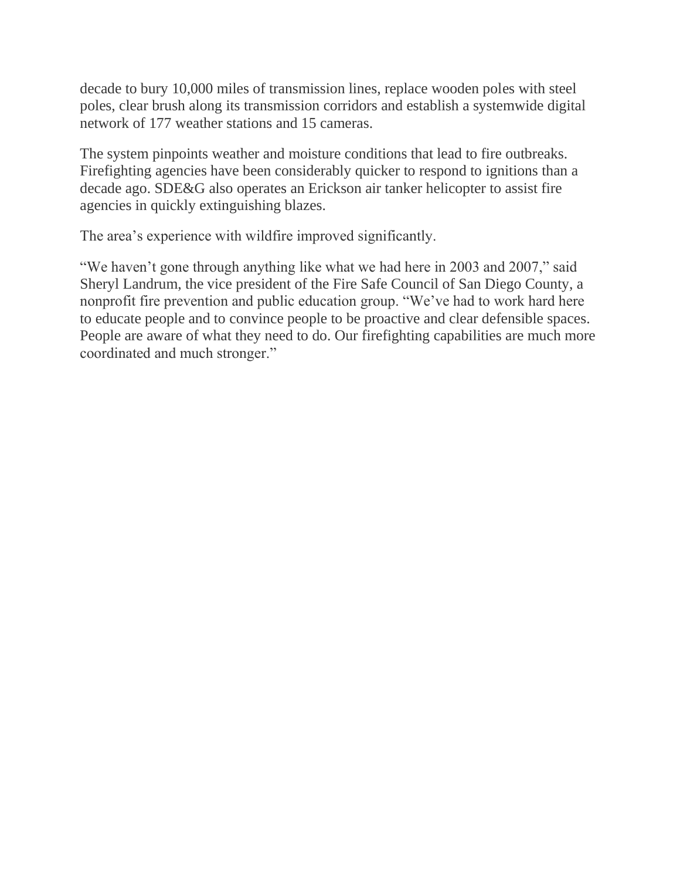decade to bury 10,000 miles of transmission lines, replace wooden poles with steel poles, clear brush along its transmission corridors and establish a systemwide digital network of 177 weather stations and 15 cameras.

The system pinpoints weather and moisture conditions that lead to fire outbreaks. Firefighting agencies have been considerably quicker to respond to ignitions than a decade ago. SDE&G also operates an Erickson air tanker helicopter to assist fire agencies in quickly extinguishing blazes.

The area's experience with wildfire improved significantly.

"We haven't gone through anything like what we had here in 2003 and 2007," said Sheryl Landrum, the vice president of the Fire Safe Council of San Diego County, a nonprofit fire prevention and public education group. "We've had to work hard here to educate people and to convince people to be proactive and clear defensible spaces. People are aware of what they need to do. Our firefighting capabilities are much more coordinated and much stronger."